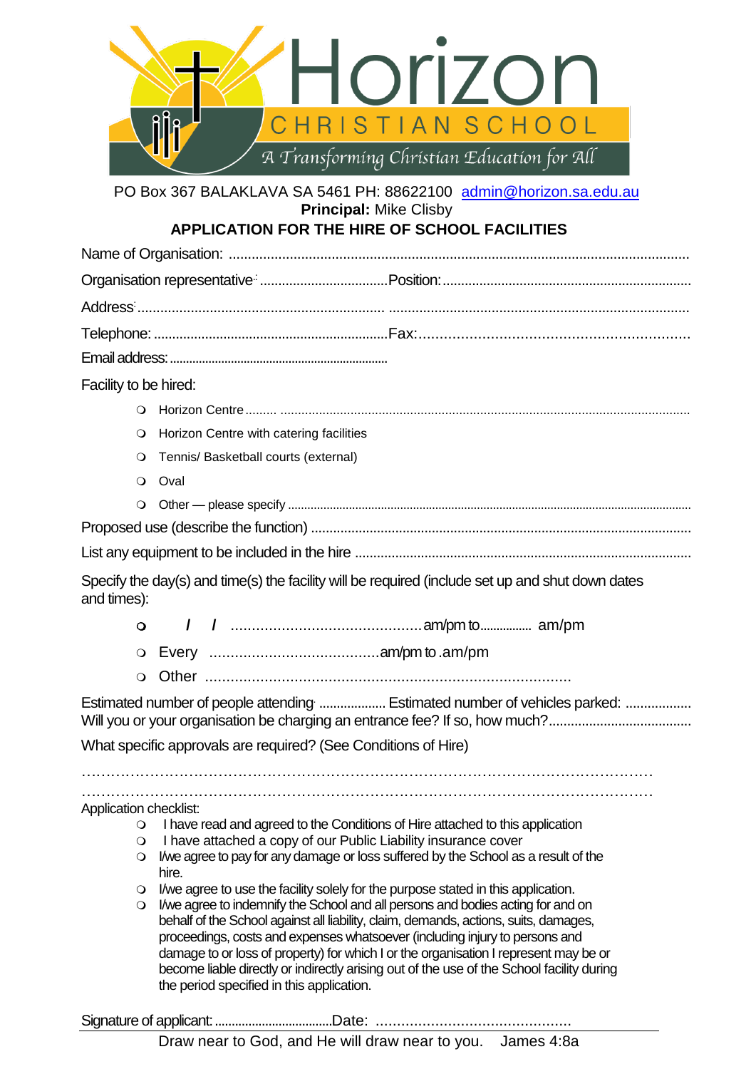# Horizon

CHRISTIAN SCHOOL

*A Transforming Christian Education for All*

PO Box 367 BALAKLAVA SA 5461 PH: 88622100 admin@horizon.sa.edu.au

**Principal:** Mike Clisby

## APPLICATION FOR THE HIRE OF SCHOOL FACILITIES

Name of Organisation: ..........................................................................................................................

Organisation representative: ...................................Position: ...................................................................

Address: ................................................................ .............................................................................

Telephone: ...............................................................Fax: .......................................................................

Email address: ..................................................................

Facility to be hired:

- ❍ Horizon Centre ......... ....................................................................................................................
- ❍ Horizon Centre with catering facilities
- ❍ Tennis/ Basketball courts (external)
- ❍ Oval
- ❍ Other — please specify ..............................................................................................................

Proposed use (describe the function) ......................................................................................................

List any equipment to be included in the hire ..........................................................................................

Specify the day(s) and time(s) the facility will be required (include set up and shut down dates and times):

- ❍ / / ............................................am/pm to................ am/pm
- ❍ Every .......................................am/pm to .am/pm
- ❍ Other ....................................................................................

Estimated number of people attending ................... Estimated number of vehicles parked: ..................
Will you or your organisation be charging an entrance fee? If so, how much?.......................................

What specific approvals are required? (See Conditions of Hire)

……………………………………………………………………………………………………

……………………………………………………………………………………………………

Application checklist:

- ❍ I have read and agreed to the Conditions of Hire attached to this application
- ❍ I have attached a copy of our Public Liability insurance cover
- ❍ I/we agree to pay for any damage or loss suffered by the School as a result of the hire.
- ❍ I/we agree to use the facility solely for the purpose stated in this application.
- ❍ I/we agree to indemnify the School and all persons and bodies acting for and on behalf of the School against all liability, claim, demands, actions, suits, damages, proceedings, costs and expenses whatsoever (including injury to persons and damage to or loss of property) for which I or the organisation I represent may be or become liable directly or indirectly arising out of the use of the School facility during the period specified in this application.

Signature of applicant: ...................................Date: .............................................

Draw near to God, and He will draw near to you. James 4:8a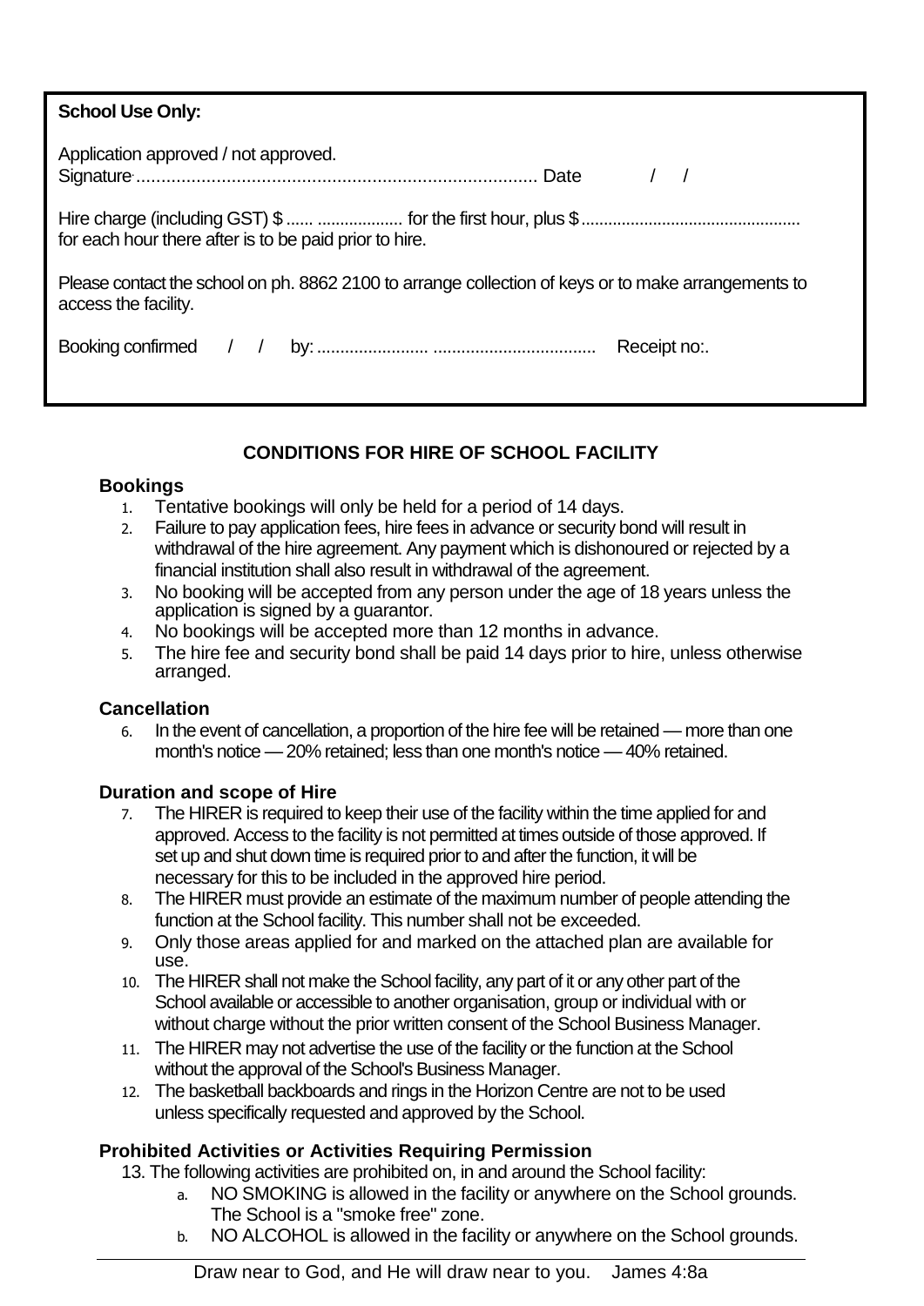**School Use Only:**

Application approved / not approved.

Signature................................................................................ Date / /

Hire charge (including GST) $...... .................. for the first hour, plus $................................................ for each hour there after is to be paid prior to hire.

Please contact the school on ph. 8862 2100 to arrange collection of keys or to make arrangements to access the facility.

Booking confirmed / / by: ........................ .................................. Receipt no:.

## CONDITIONS FOR HIRE OF SCHOOL FACILITY

### Bookings

1. Tentative bookings will only be held for a period of 14 days.
2. Failure to pay application fees, hire fees in advance or security bond will result in withdrawal of the hire agreement. Any payment which is dishonoured or rejected by a financial institution shall also result in withdrawal of the agreement.
3. No booking will be accepted from any person under the age of 18 years unless the application is signed by a guarantor.
4. No bookings will be accepted more than 12 months in advance.
5. The hire fee and security bond shall be paid 14 days prior to hire, unless otherwise arranged.

### Cancellation

6. In the event of cancellation, a proportion of the hire fee will be retained — more than one month's notice — 20% retained; less than one month's notice — 40% retained.

### Duration and scope of Hire

7. The HIRER is required to keep their use of the facility within the time applied for and approved. Access to the facility is not permitted at times outside of those approved. If set up and shut down time is required prior to and after the function, it will be necessary for this to be included in the approved hire period.
8. The HIRER must provide an estimate of the maximum number of people attending the function at the School facility. This number shall not be exceeded.
9. Only those areas applied for and marked on the attached plan are available for use.
10. The HIRER shall not make the School facility, any part of it or any other part of the School available or accessible to another organisation, group or individual with or without charge without the prior written consent of the School Business Manager.
11. The HIRER may not advertise the use of the facility or the function at the School without the approval of the School's Business Manager.
12. The basketball backboards and rings in the Horizon Centre are not to be used unless specifically requested and approved by the School.

### Prohibited Activities or Activities Requiring Permission

13. The following activities are prohibited on, in and around the School facility:
    a. NO SMOKING is allowed in the facility or anywhere on the School grounds. The School is a "smoke free" zone.
    b. NO ALCOHOL is allowed in the facility or anywhere on the School grounds.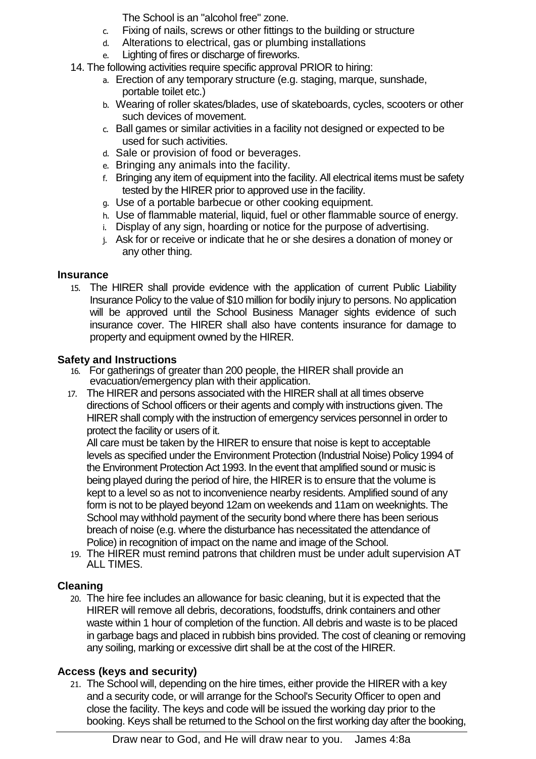The School is an "alcohol free" zone.

c. Fixing of nails, screws or other fittings to the building or structure
d. Alterations to electrical, gas or plumbing installations
e. Lighting of fires or discharge of fireworks.

14. The following activities require specific approval PRIOR to hiring:
    a. Erection of any temporary structure (e.g. staging, marque, sunshade, portable toilet etc.)
    b. Wearing of roller skates/blades, use of skateboards, cycles, scooters or other such devices of movement.
    c. Ball games or similar activities in a facility not designed or expected to be used for such activities.
    d. Sale or provision of food or beverages.
    e. Bringing any animals into the facility.
    f. Bringing any item of equipment into the facility. All electrical items must be safety tested by the HIRER prior to approved use in the facility.
    g. Use of a portable barbecue or other cooking equipment.
    h. Use of flammable material, liquid, fuel or other flammable source of energy.
    i. Display of any sign, hoarding or notice for the purpose of advertising.
    j. Ask for or receive or indicate that he or she desires a donation of money or any other thing.

**Insurance**

15. The HIRER shall provide evidence with the application of current Public Liability Insurance Policy to the value of $10 million for bodily injury to persons. No application will be approved until the School Business Manager sights evidence of such insurance cover. The HIRER shall also have contents insurance for damage to property and equipment owned by the HIRER.

**Safety and Instructions**

16. For gatherings of greater than 200 people, the HIRER shall provide an evacuation/emergency plan with their application.
17. The HIRER and persons associated with the HIRER shall at all times observe directions of School officers or their agents and comply with instructions given. The HIRER shall comply with the instruction of emergency services personnel in order to protect the facility or users of it.

    All care must be taken by the HIRER to ensure that noise is kept to acceptable levels as specified under the Environment Protection (Industrial Noise) Policy 1994 of the Environment Protection Act 1993. In the event that amplified sound or music is being played during the period of hire, the HIRER is to ensure that the volume is kept to a level so as not to inconvenience nearby residents. Amplified sound of any form is not to be played beyond 12am on weekends and 11am on weeknights. The School may withhold payment of the security bond where there has been serious breach of noise (e.g. where the disturbance has necessitated the attendance of Police) in recognition of impact on the name and image of the School.
19. The HIRER must remind patrons that children must be under adult supervision AT ALL TIMES.

**Cleaning**

20. The hire fee includes an allowance for basic cleaning, but it is expected that the HIRER will remove all debris, decorations, foodstuffs, drink containers and other waste within 1 hour of completion of the function. All debris and waste is to be placed in garbage bags and placed in rubbish bins provided. The cost of cleaning or removing any soiling, marking or excessive dirt shall be at the cost of the HIRER.

**Access (keys and security)**

21. The School will, depending on the hire times, either provide the HIRER with a key and a security code, or will arrange for the School's Security Officer to open and close the facility. The keys and code will be issued the working day prior to the booking. Keys shall be returned to the School on the first working day after the booking,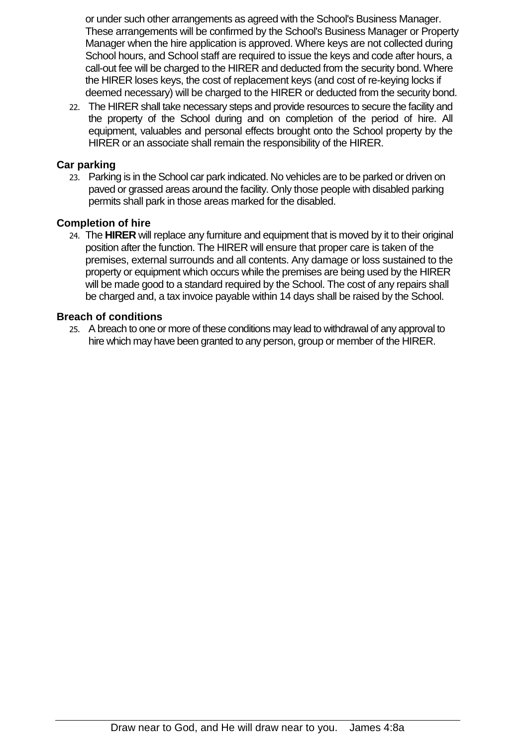or under such other arrangements as agreed with the School's Business Manager. These arrangements will be confirmed by the School's Business Manager or Property Manager when the hire application is approved. Where keys are not collected during School hours, and School staff are required to issue the keys and code after hours, a call-out fee will be charged to the HIRER and deducted from the security bond. Where the HIRER loses keys, the cost of replacement keys (and cost of re-keying locks if deemed necessary) will be charged to the HIRER or deducted from the security bond.

22. The HIRER shall take necessary steps and provide resources to secure the facility and the property of the School during and on completion of the period of hire. All equipment, valuables and personal effects brought onto the School property by the HIRER or an associate shall remain the responsibility of the HIRER.

### Car parking

23. Parking is in the School car park indicated. No vehicles are to be parked or driven on paved or grassed areas around the facility. Only those people with disabled parking permits shall park in those areas marked for the disabled.

### Completion of hire

24. The **HIRER** will replace any furniture and equipment that is moved by it to their original position after the function. The HIRER will ensure that proper care is taken of the premises, external surrounds and all contents. Any damage or loss sustained to the property or equipment which occurs while the premises are being used by the HIRER will be made good to a standard required by the School. The cost of any repairs shall be charged and, a tax invoice payable within 14 days shall be raised by the School.

### Breach of conditions

25. A breach to one or more of these conditions may lead to withdrawal of any approval to hire which may have been granted to any person, group or member of the HIRER.